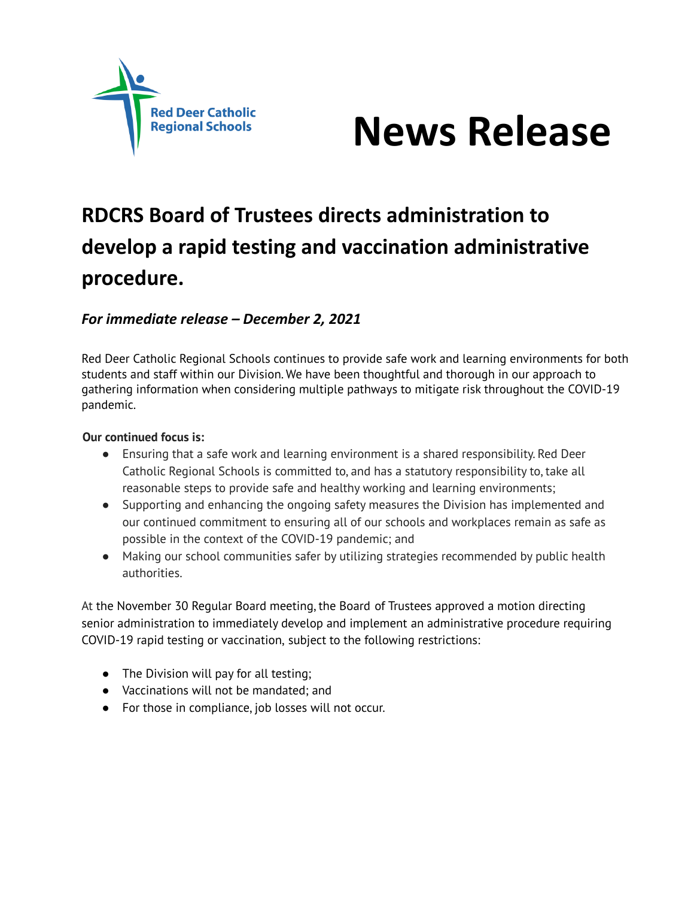Red Deer Catholic Regional Schools

# News Release

## RDCRS Board of Trustees directs administration to develop a rapid testing and vaccination administrative procedure.

### *For immediate release – December 2, 2021*

Red Deer Catholic Regional Schools continues to provide safe work and learning environments for both students and staff within our Division. We have been thoughtful and thorough in our approach to gathering information when considering multiple pathways to mitigate risk throughout the COVID-19 pandemic.

**Our continued focus is:**

- Ensuring that a safe work and learning environment is a shared responsibility. Red Deer Catholic Regional Schools is committed to, and has a statutory responsibility to, take all reasonable steps to provide safe and healthy working and learning environments;
- Supporting and enhancing the ongoing safety measures the Division has implemented and our continued commitment to ensuring all of our schools and workplaces remain as safe as possible in the context of the COVID-19 pandemic; and
- Making our school communities safer by utilizing strategies recommended by public health authorities.

At the November 30 Regular Board meeting, the Board of Trustees approved a motion directing senior administration to immediately develop and implement an administrative procedure requiring COVID-19 rapid testing or vaccination, subject to the following restrictions:

- The Division will pay for all testing;
- Vaccinations will not be mandated; and
- For those in compliance, job losses will not occur.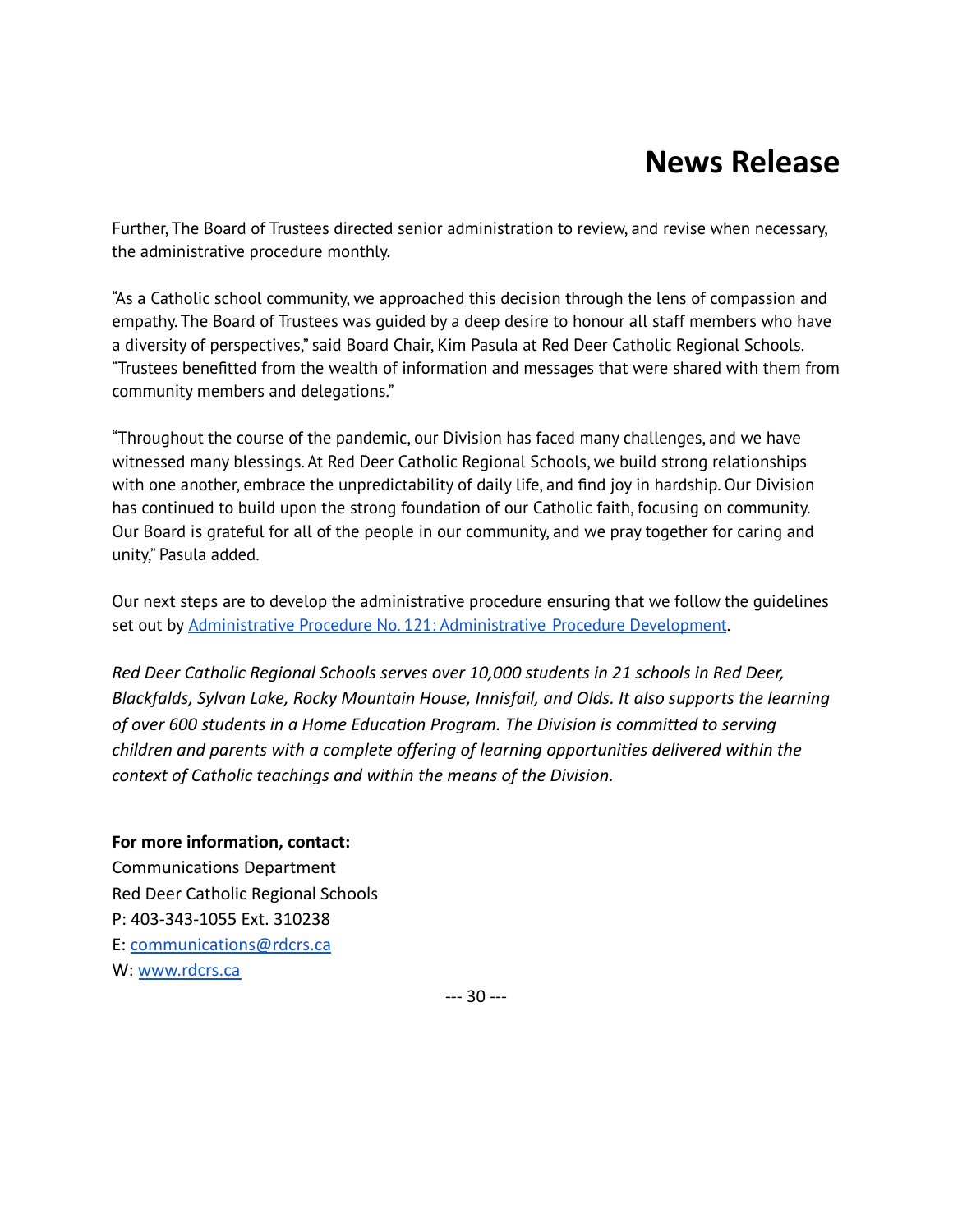# News Release

Further, The Board of Trustees directed senior administration to review, and revise when necessary, the administrative procedure monthly.

"As a Catholic school community, we approached this decision through the lens of compassion and empathy. The Board of Trustees was guided by a deep desire to honour all staff members who have a diversity of perspectives," said Board Chair, Kim Pasula at Red Deer Catholic Regional Schools. "Trustees benefitted from the wealth of information and messages that were shared with them from community members and delegations."

"Throughout the course of the pandemic, our Division has faced many challenges, and we have witnessed many blessings. At Red Deer Catholic Regional Schools, we build strong relationships with one another, embrace the unpredictability of daily life, and find joy in hardship. Our Division has continued to build upon the strong foundation of our Catholic faith, focusing on community. Our Board is grateful for all of the people in our community, and we pray together for caring and unity," Pasula added.

Our next steps are to develop the administrative procedure ensuring that we follow the guidelines set out by Administrative Procedure No. 121: Administrative Procedure Development.

*Red Deer Catholic Regional Schools serves over 10,000 students in 21 schools in Red Deer, Blackfalds, Sylvan Lake, Rocky Mountain House, Innisfail, and Olds. It also supports the learning of over 600 students in a Home Education Program. The Division is committed to serving children and parents with a complete offering of learning opportunities delivered within the context of Catholic teachings and within the means of the Division.*

**For more information, contact:**
Communications Department
Red Deer Catholic Regional Schools
P: 403-343-1055 Ext. 310238
E: communications@rdcrs.ca
W: www.rdcrs.ca

--- 30 ---